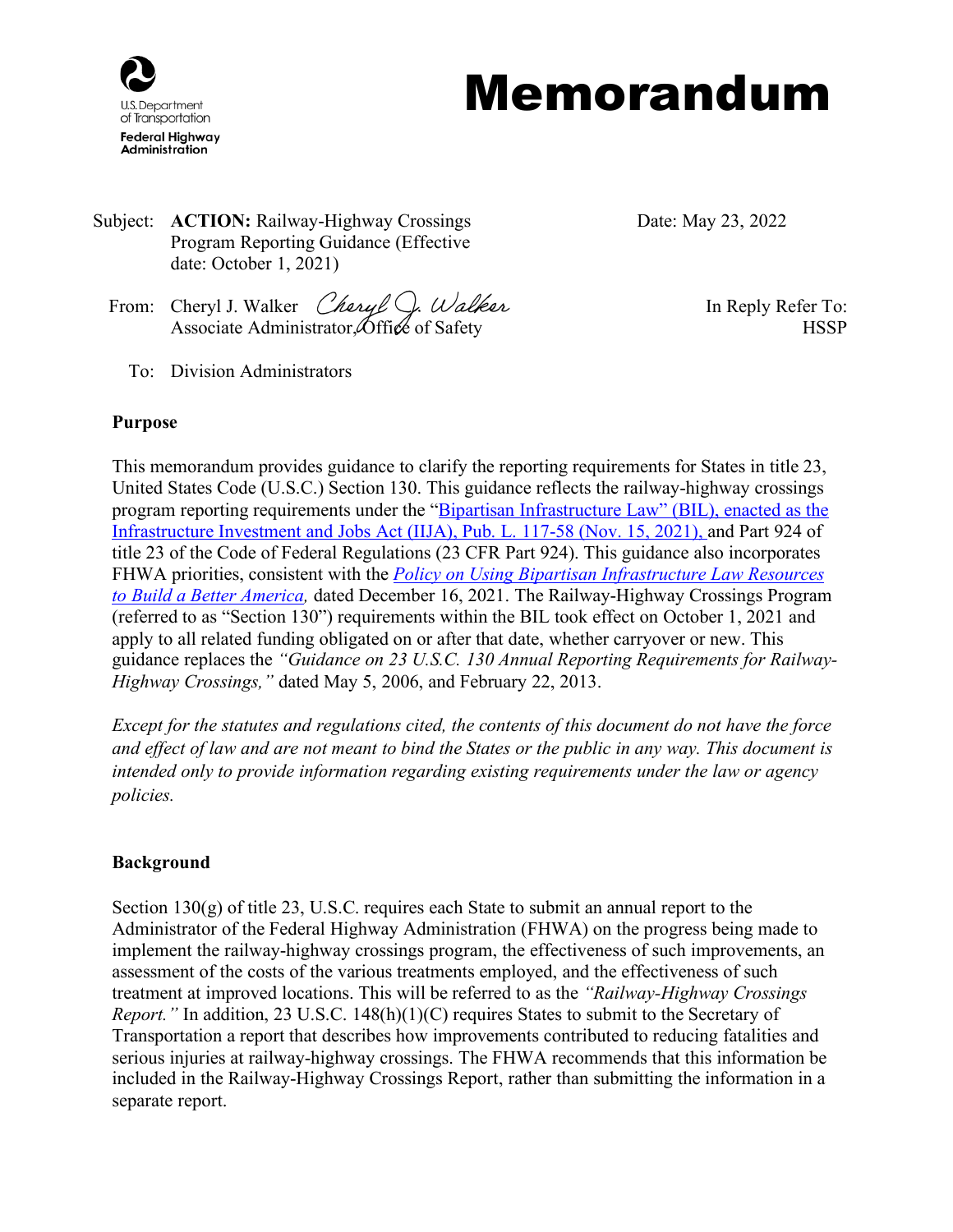U.S. Department of Transportation
Federal Highway Administration

# Memorandum

Subject: **ACTION:** Railway-Highway Crossings Program Reporting Guidance (Effective date: October 1, 2021)

Date: May 23, 2022

From: Cheryl J. Walker
Associate Administrator, Office of Safety

In Reply Refer To: HSSP

To: Division Administrators

## Purpose

This memorandum provides guidance to clarify the reporting requirements for States in title 23, United States Code (U.S.C.) Section 130. This guidance reflects the railway-highway crossings program reporting requirements under the "Bipartisan Infrastructure Law" (BIL), enacted as the Infrastructure Investment and Jobs Act (IIJA), Pub. L. 117-58 (Nov. 15, 2021), and Part 924 of title 23 of the Code of Federal Regulations (23 CFR Part 924). This guidance also incorporates FHWA priorities, consistent with the *Policy on Using Bipartisan Infrastructure Law Resources to Build a Better America,* dated December 16, 2021. The Railway-Highway Crossings Program (referred to as "Section 130") requirements within the BIL took effect on October 1, 2021 and apply to all related funding obligated on or after that date, whether carryover or new. This guidance replaces the *"Guidance on 23 U.S.C. 130 Annual Reporting Requirements for Railway-Highway Crossings,"* dated May 5, 2006, and February 22, 2013.

*Except for the statutes and regulations cited, the contents of this document do not have the force and effect of law and are not meant to bind the States or the public in any way. This document is intended only to provide information regarding existing requirements under the law or agency policies.*

## Background

Section 130(g) of title 23, U.S.C. requires each State to submit an annual report to the Administrator of the Federal Highway Administration (FHWA) on the progress being made to implement the railway-highway crossings program, the effectiveness of such improvements, an assessment of the costs of the various treatments employed, and the effectiveness of such treatment at improved locations. This will be referred to as the *"Railway-Highway Crossings Report."* In addition, 23 U.S.C. 148(h)(1)(C) requires States to submit to the Secretary of Transportation a report that describes how improvements contributed to reducing fatalities and serious injuries at railway-highway crossings. The FHWA recommends that this information be included in the Railway-Highway Crossings Report, rather than submitting the information in a separate report.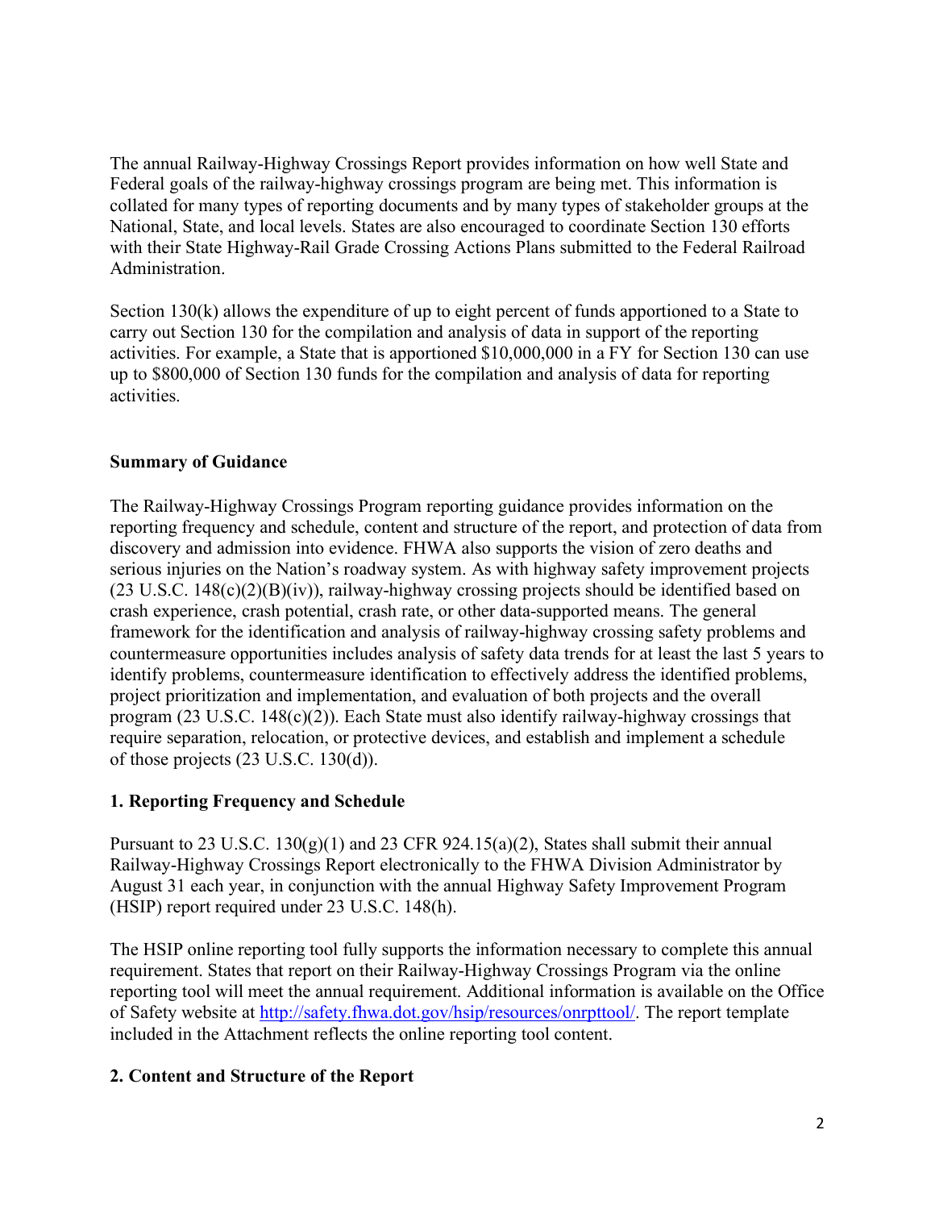The annual Railway-Highway Crossings Report provides information on how well State and Federal goals of the railway-highway crossings program are being met. This information is collated for many types of reporting documents and by many types of stakeholder groups at the National, State, and local levels. States are also encouraged to coordinate Section 130 efforts with their State Highway-Rail Grade Crossing Actions Plans submitted to the Federal Railroad Administration.

Section 130(k) allows the expenditure of up to eight percent of funds apportioned to a State to carry out Section 130 for the compilation and analysis of data in support of the reporting activities. For example, a State that is apportioned $10,000,000 in a FY for Section 130 can use up to $800,000 of Section 130 funds for the compilation and analysis of data for reporting activities.

**Summary of Guidance**

The Railway-Highway Crossings Program reporting guidance provides information on the reporting frequency and schedule, content and structure of the report, and protection of data from discovery and admission into evidence. FHWA also supports the vision of zero deaths and serious injuries on the Nation's roadway system. As with highway safety improvement projects (23 U.S.C. 148(c)(2)(B)(iv)), railway-highway crossing projects should be identified based on crash experience, crash potential, crash rate, or other data-supported means. The general framework for the identification and analysis of railway-highway crossing safety problems and countermeasure opportunities includes analysis of safety data trends for at least the last 5 years to identify problems, countermeasure identification to effectively address the identified problems, project prioritization and implementation, and evaluation of both projects and the overall program (23 U.S.C. 148(c)(2)). Each State must also identify railway-highway crossings that require separation, relocation, or protective devices, and establish and implement a schedule of those projects (23 U.S.C. 130(d)).

**1. Reporting Frequency and Schedule**

Pursuant to 23 U.S.C. 130(g)(1) and 23 CFR 924.15(a)(2), States shall submit their annual Railway-Highway Crossings Report electronically to the FHWA Division Administrator by August 31 each year, in conjunction with the annual Highway Safety Improvement Program (HSIP) report required under 23 U.S.C. 148(h).

The HSIP online reporting tool fully supports the information necessary to complete this annual requirement. States that report on their Railway-Highway Crossings Program via the online reporting tool will meet the annual requirement. Additional information is available on the Office of Safety website at [http://safety.fhwa.dot.gov/hsip/resources/onrpttool/](http://safety.fhwa.dot.gov/hsip/resources/onrpttool/). The report template included in the Attachment reflects the online reporting tool content.

**2. Content and Structure of the Report**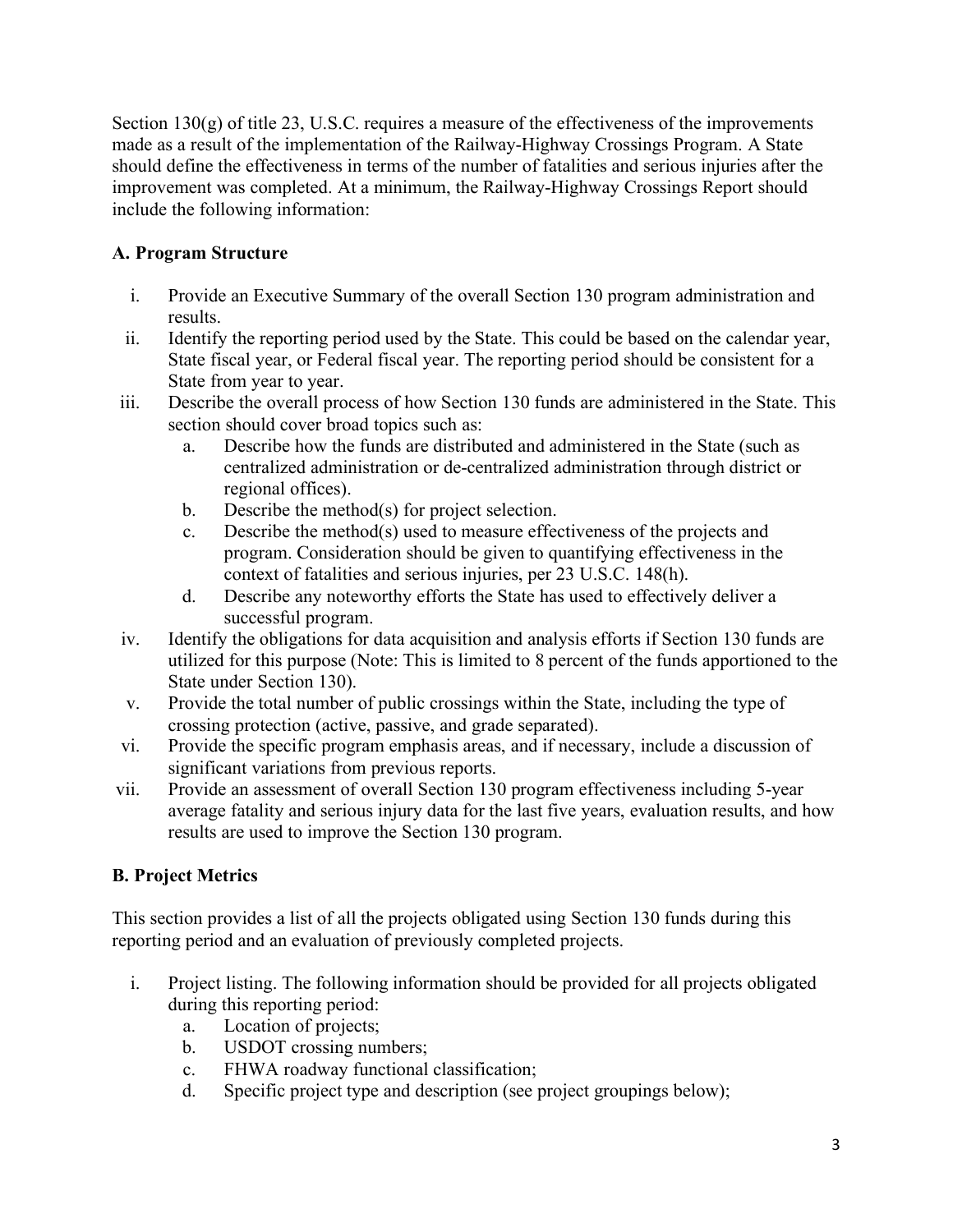Section 130(g) of title 23, U.S.C. requires a measure of the effectiveness of the improvements made as a result of the implementation of the Railway-Highway Crossings Program. A State should define the effectiveness in terms of the number of fatalities and serious injuries after the improvement was completed. At a minimum, the Railway-Highway Crossings Report should include the following information:

### A. Program Structure

i. Provide an Executive Summary of the overall Section 130 program administration and results.

ii. Identify the reporting period used by the State. This could be based on the calendar year, State fiscal year, or Federal fiscal year. The reporting period should be consistent for a State from year to year.

iii. Describe the overall process of how Section 130 funds are administered in the State. This section should cover broad topics such as:

   a. Describe how the funds are distributed and administered in the State (such as centralized administration or de-centralized administration through district or regional offices).

   b. Describe the method(s) for project selection.

   c. Describe the method(s) used to measure effectiveness of the projects and program. Consideration should be given to quantifying effectiveness in the context of fatalities and serious injuries, per 23 U.S.C. 148(h).

   d. Describe any noteworthy efforts the State has used to effectively deliver a successful program.

iv. Identify the obligations for data acquisition and analysis efforts if Section 130 funds are utilized for this purpose (Note: This is limited to 8 percent of the funds apportioned to the State under Section 130).

v. Provide the total number of public crossings within the State, including the type of crossing protection (active, passive, and grade separated).

vi. Provide the specific program emphasis areas, and if necessary, include a discussion of significant variations from previous reports.

vii. Provide an assessment of overall Section 130 program effectiveness including 5-year average fatality and serious injury data for the last five years, evaluation results, and how results are used to improve the Section 130 program.

### B. Project Metrics

This section provides a list of all the projects obligated using Section 130 funds during this reporting period and an evaluation of previously completed projects.

i. Project listing. The following information should be provided for all projects obligated during this reporting period:

   a. Location of projects;

   b. USDOT crossing numbers;

   c. FHWA roadway functional classification;

   d. Specific project type and description (see project groupings below);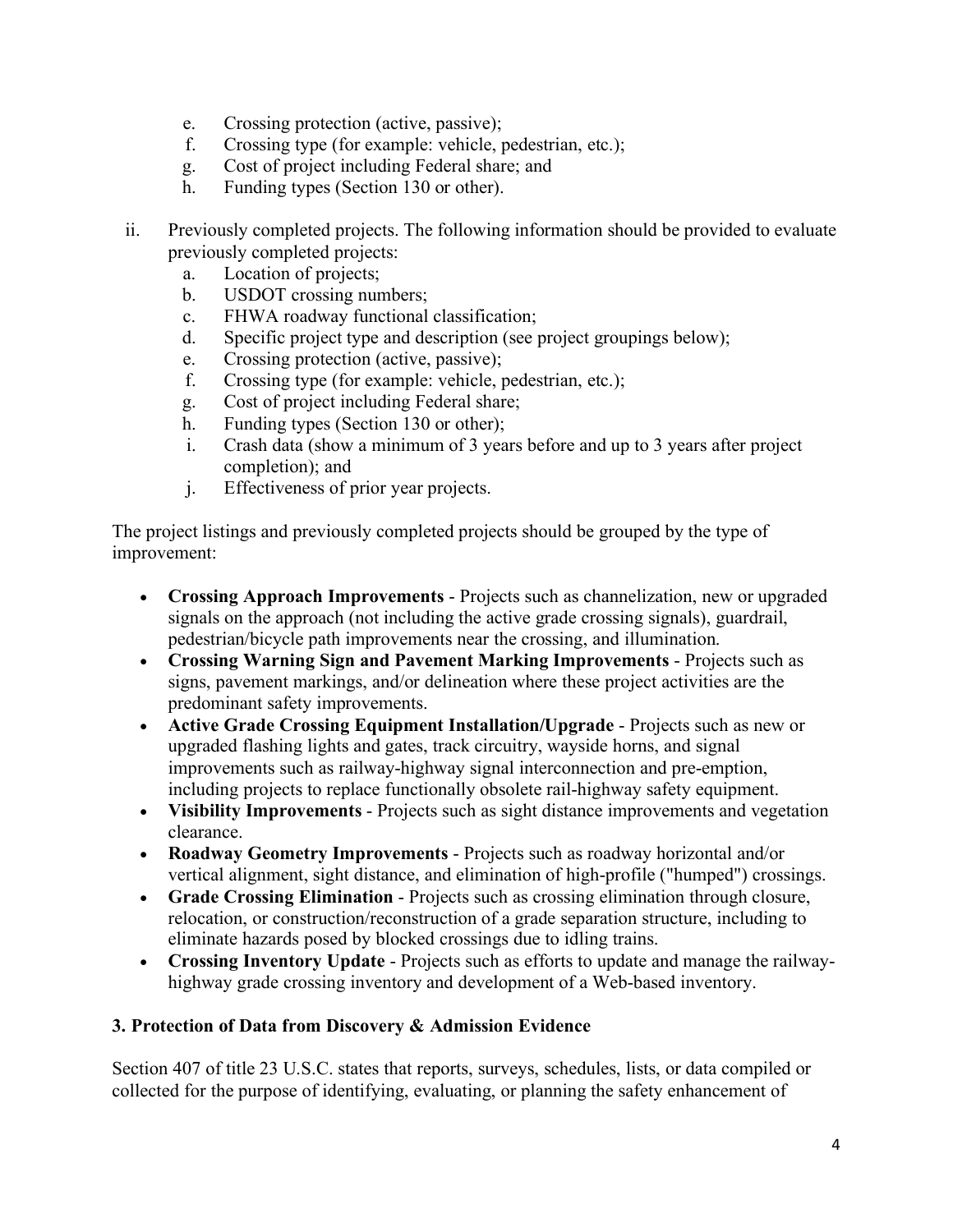e. Crossing protection (active, passive);
   f. Crossing type (for example: vehicle, pedestrian, etc.);
   g. Cost of project including Federal share; and
   h. Funding types (Section 130 or other).

ii. Previously completed projects. The following information should be provided to evaluate previously completed projects:
   a. Location of projects;
   b. USDOT crossing numbers;
   c. FHWA roadway functional classification;
   d. Specific project type and description (see project groupings below);
   e. Crossing protection (active, passive);
   f. Crossing type (for example: vehicle, pedestrian, etc.);
   g. Cost of project including Federal share;
   h. Funding types (Section 130 or other);
   i. Crash data (show a minimum of 3 years before and up to 3 years after project completion); and
   j. Effectiveness of prior year projects.

The project listings and previously completed projects should be grouped by the type of improvement:

- **Crossing Approach Improvements** - Projects such as channelization, new or upgraded signals on the approach (not including the active grade crossing signals), guardrail, pedestrian/bicycle path improvements near the crossing, and illumination.
- **Crossing Warning Sign and Pavement Marking Improvements** - Projects such as signs, pavement markings, and/or delineation where these project activities are the predominant safety improvements.
- **Active Grade Crossing Equipment Installation/Upgrade** - Projects such as new or upgraded flashing lights and gates, track circuitry, wayside horns, and signal improvements such as railway-highway signal interconnection and pre-emption, including projects to replace functionally obsolete rail-highway safety equipment.
- **Visibility Improvements** - Projects such as sight distance improvements and vegetation clearance.
- **Roadway Geometry Improvements** - Projects such as roadway horizontal and/or vertical alignment, sight distance, and elimination of high-profile ("humped") crossings.
- **Grade Crossing Elimination** - Projects such as crossing elimination through closure, relocation, or construction/reconstruction of a grade separation structure, including to eliminate hazards posed by blocked crossings due to idling trains.
- **Crossing Inventory Update** - Projects such as efforts to update and manage the railway-highway grade crossing inventory and development of a Web-based inventory.

### 3. Protection of Data from Discovery & Admission Evidence

Section 407 of title 23 U.S.C. states that reports, surveys, schedules, lists, or data compiled or collected for the purpose of identifying, evaluating, or planning the safety enhancement of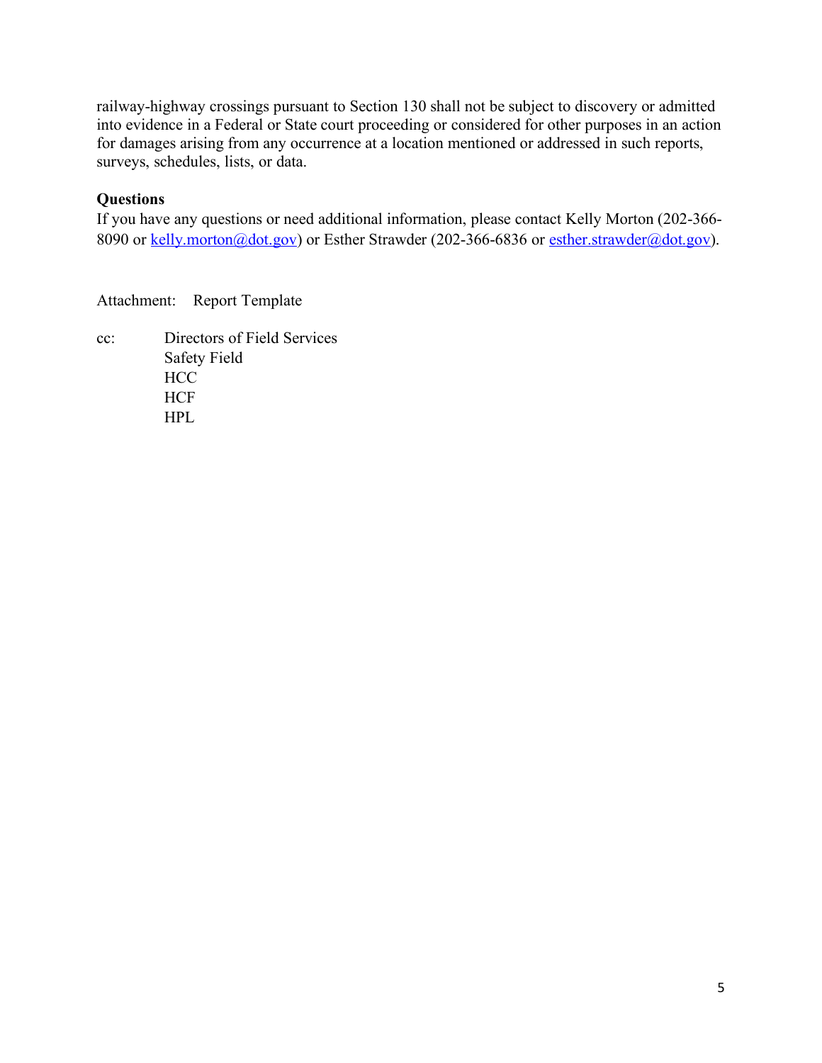railway-highway crossings pursuant to Section 130 shall not be subject to discovery or admitted into evidence in a Federal or State court proceeding or considered for other purposes in an action for damages arising from any occurrence at a location mentioned or addressed in such reports, surveys, schedules, lists, or data.

**Questions**

If you have any questions or need additional information, please contact Kelly Morton (202-366-8090 or kelly.morton@dot.gov) or Esther Strawder (202-366-6836 or esther.strawder@dot.gov).

Attachment: Report Template

cc: Directors of Field Services
Safety Field
HCC
HCF
HPL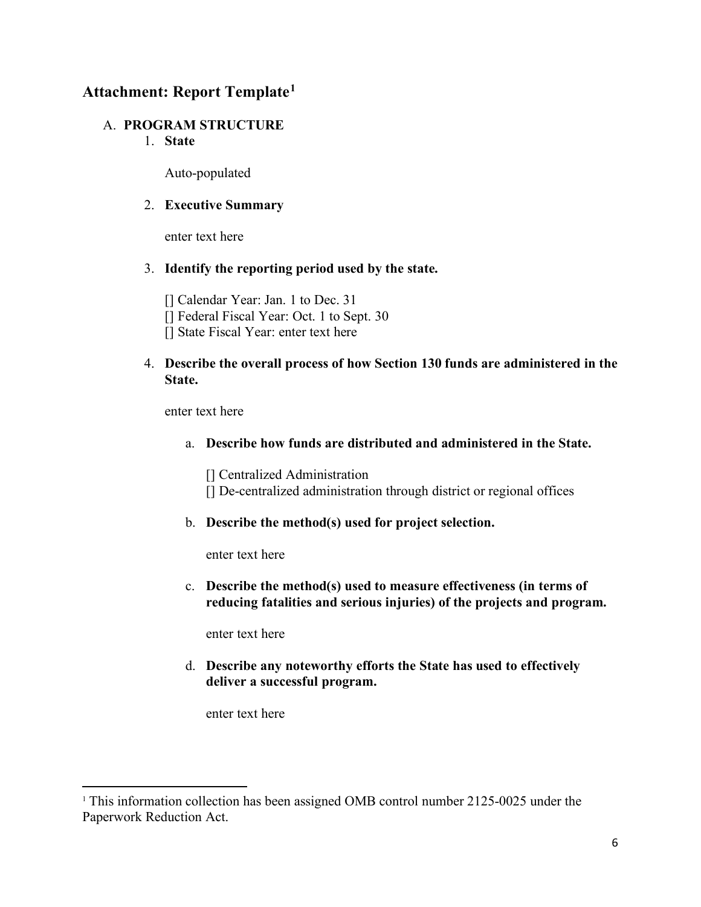## Attachment: Report Template[1]

A. **PROGRAM STRUCTURE**

1. **State**

   Auto-populated

2. **Executive Summary**

   enter text here

3. **Identify the reporting period used by the state.**

   [] Calendar Year: Jan. 1 to Dec. 31
   [] Federal Fiscal Year: Oct. 1 to Sept. 30
   [] State Fiscal Year: enter text here

4. **Describe the overall process of how Section 130 funds are administered in the State.**

   enter text here

   a. **Describe how funds are distributed and administered in the State.**

      [] Centralized Administration
      [] De-centralized administration through district or regional offices

   b. **Describe the method(s) used for project selection.**

      enter text here

   c. **Describe the method(s) used to measure effectiveness (in terms of reducing fatalities and serious injuries) of the projects and program.**

      enter text here

   d. **Describe any noteworthy efforts the State has used to effectively deliver a successful program.**

      enter text here

---

[1] This information collection has been assigned OMB control number 2125-0025 under the Paperwork Reduction Act.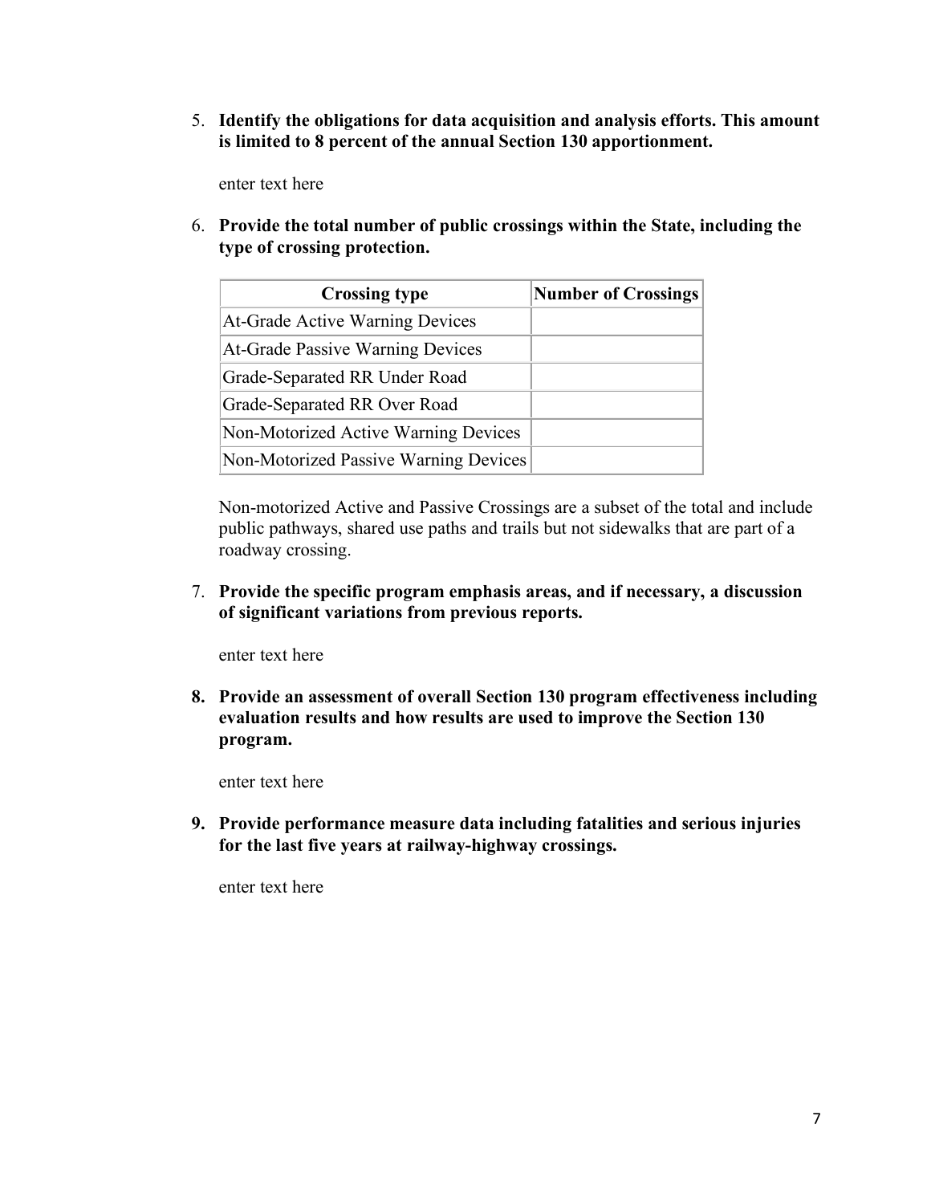5. **Identify the obligations for data acquisition and analysis efforts. This amount is limited to 8 percent of the annual Section 130 apportionment.**

   enter text here

6. **Provide the total number of public crossings within the State, including the type of crossing protection.**

| Crossing type | Number of Crossings |
| --- | --- |
| At-Grade Active Warning Devices | |
| At-Grade Passive Warning Devices | |
| Grade-Separated RR Under Road | |
| Grade-Separated RR Over Road | |
| Non-Motorized Active Warning Devices | |
| Non-Motorized Passive Warning Devices | |

   Non-motorized Active and Passive Crossings are a subset of the total and include public pathways, shared use paths and trails but not sidewalks that are part of a roadway crossing.

7. **Provide the specific program emphasis areas, and if necessary, a discussion of significant variations from previous reports.**

   enter text here

8. **Provide an assessment of overall Section 130 program effectiveness including evaluation results and how results are used to improve the Section 130 program.**

   enter text here

9. **Provide performance measure data including fatalities and serious injuries for the last five years at railway-highway crossings.**

   enter text here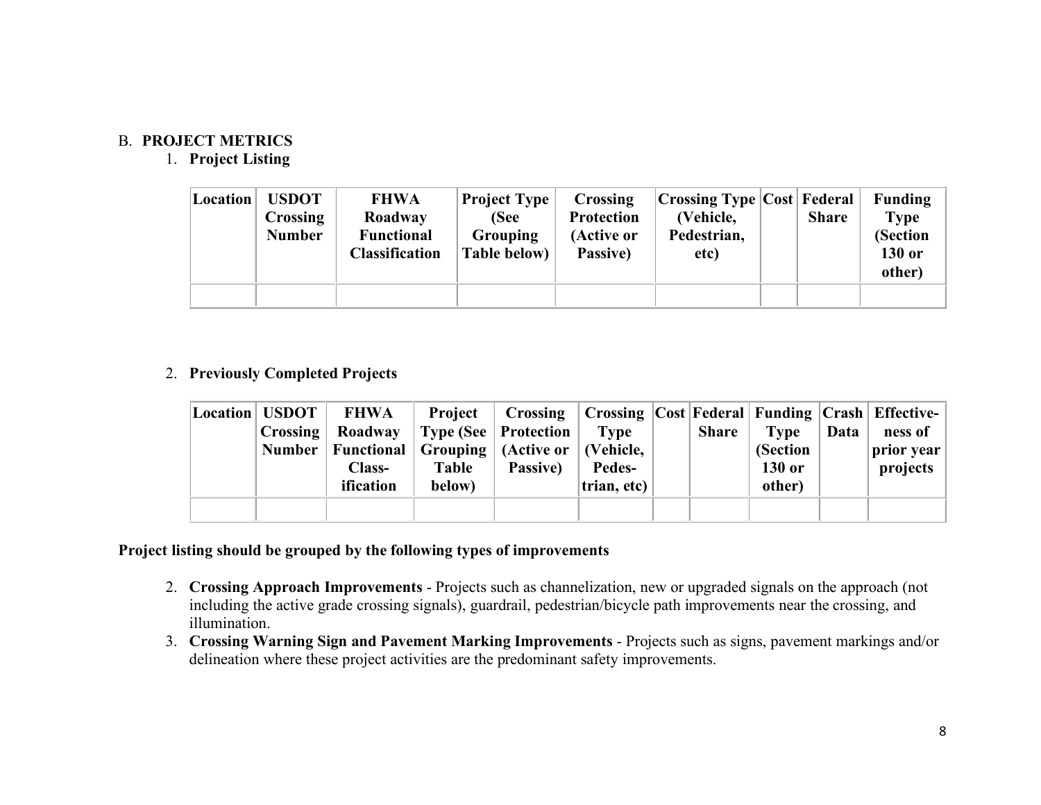B. **PROJECT METRICS**

1. **Project Listing**

| Location | USDOT Crossing Number | FHWA Roadway Functional Classification | Project Type (See Grouping Table below) | Crossing Protection (Active or Passive) | Crossing Type (Vehicle, Pedestrian, etc) | Cost | Federal Share | Funding Type (Section 130 or other) |
|---|---|---|---|---|---|---|---|---|
| | | | | | | | | |

2. **Previously Completed Projects**

| Location | USDOT Crossing Number | FHWA Roadway Functional Class-ification | Project Type (See Grouping Table below) | Crossing Protection (Active or Passive) | Crossing Type (Vehicle, Pedes-trian, etc) | Cost | Federal Share | Funding Type (Section 130 or other) | Crash Data | Effective-ness of prior year projects |
|---|---|---|---|---|---|---|---|---|---|---|
| | | | | | | | | | | |

**Project listing should be grouped by the following types of improvements**

2. **Crossing Approach Improvements** - Projects such as channelization, new or upgraded signals on the approach (not including the active grade crossing signals), guardrail, pedestrian/bicycle path improvements near the crossing, and illumination.
3. **Crossing Warning Sign and Pavement Marking Improvements** - Projects such as signs, pavement markings and/or delineation where these project activities are the predominant safety improvements.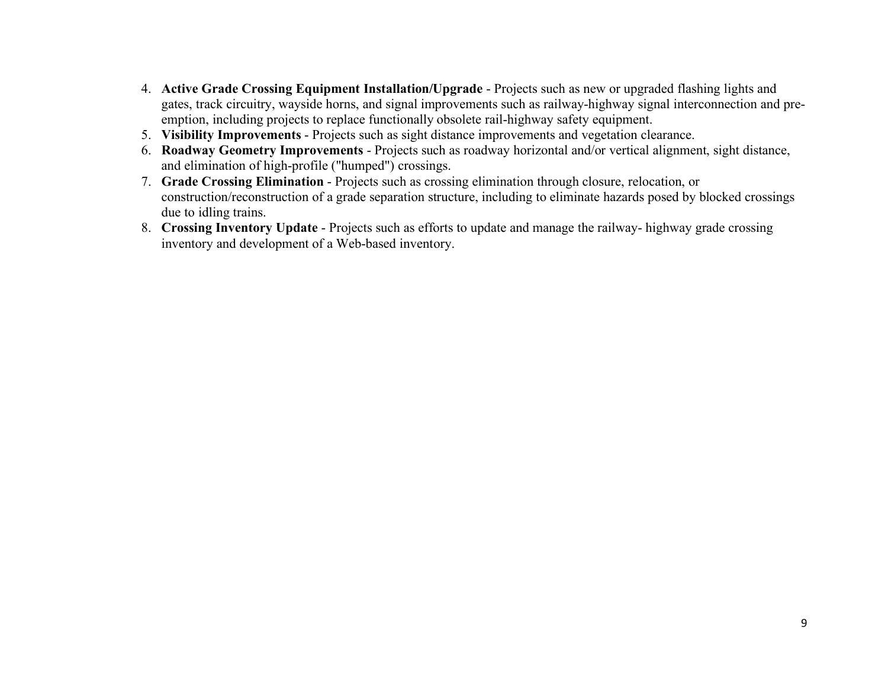4. **Active Grade Crossing Equipment Installation/Upgrade** - Projects such as new or upgraded flashing lights and gates, track circuitry, wayside horns, and signal improvements such as railway-highway signal interconnection and pre-emption, including projects to replace functionally obsolete rail-highway safety equipment.
5. **Visibility Improvements** - Projects such as sight distance improvements and vegetation clearance.
6. **Roadway Geometry Improvements** - Projects such as roadway horizontal and/or vertical alignment, sight distance, and elimination of high-profile ("humped") crossings.
7. **Grade Crossing Elimination** - Projects such as crossing elimination through closure, relocation, or construction/reconstruction of a grade separation structure, including to eliminate hazards posed by blocked crossings due to idling trains.
8. **Crossing Inventory Update** - Projects such as efforts to update and manage the railway- highway grade crossing inventory and development of a Web-based inventory.